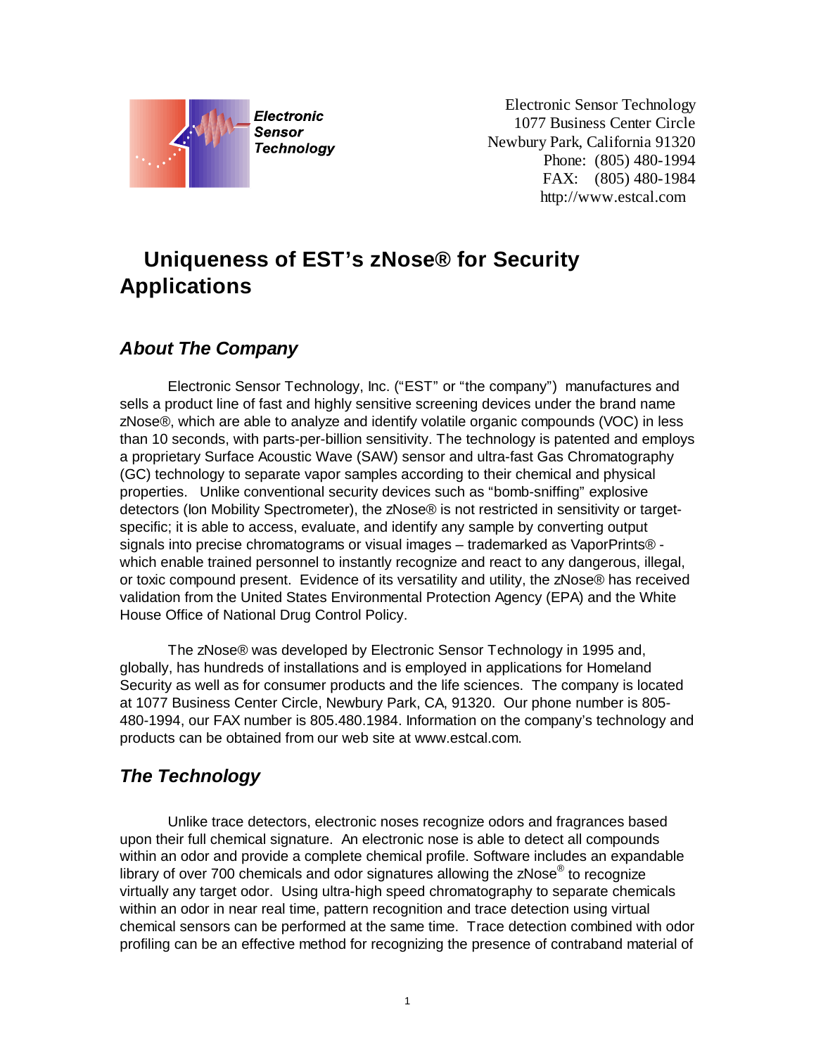Electronic Sensor Technology

Electronic Sensor Technology
1077 Business Center Circle
Newbury Park, California 91320
Phone: (805) 480-1994
FAX: (805) 480-1984
http://www.estcal.com

# Uniqueness of EST's zNose® for Security Applications

## *About The Company*

Electronic Sensor Technology, Inc. ("EST" or "the company") manufactures and sells a product line of fast and highly sensitive screening devices under the brand name zNose®, which are able to analyze and identify volatile organic compounds (VOC) in less than 10 seconds, with parts-per-billion sensitivity. The technology is patented and employs a proprietary Surface Acoustic Wave (SAW) sensor and ultra-fast Gas Chromatography (GC) technology to separate vapor samples according to their chemical and physical properties. Unlike conventional security devices such as "bomb-sniffing" explosive detectors (Ion Mobility Spectrometer), the zNose® is not restricted in sensitivity or target-specific; it is able to access, evaluate, and identify any sample by converting output signals into precise chromatograms or visual images – trademarked as VaporPrints® - which enable trained personnel to instantly recognize and react to any dangerous, illegal, or toxic compound present. Evidence of its versatility and utility, the zNose® has received validation from the United States Environmental Protection Agency (EPA) and the White House Office of National Drug Control Policy.

The zNose® was developed by Electronic Sensor Technology in 1995 and, globally, has hundreds of installations and is employed in applications for Homeland Security as well as for consumer products and the life sciences. The company is located at 1077 Business Center Circle, Newbury Park, CA, 91320. Our phone number is 805-480-1994, our FAX number is 805.480.1984. Information on the company's technology and products can be obtained from our web site at www.estcal.com.

## *The Technology*

Unlike trace detectors, electronic noses recognize odors and fragrances based upon their full chemical signature. An electronic nose is able to detect all compounds within an odor and provide a complete chemical profile. Software includes an expandable library of over 700 chemicals and odor signatures allowing the zNose® to recognize virtually any target odor. Using ultra-high speed chromatography to separate chemicals within an odor in near real time, pattern recognition and trace detection using virtual chemical sensors can be performed at the same time. Trace detection combined with odor profiling can be an effective method for recognizing the presence of contraband material of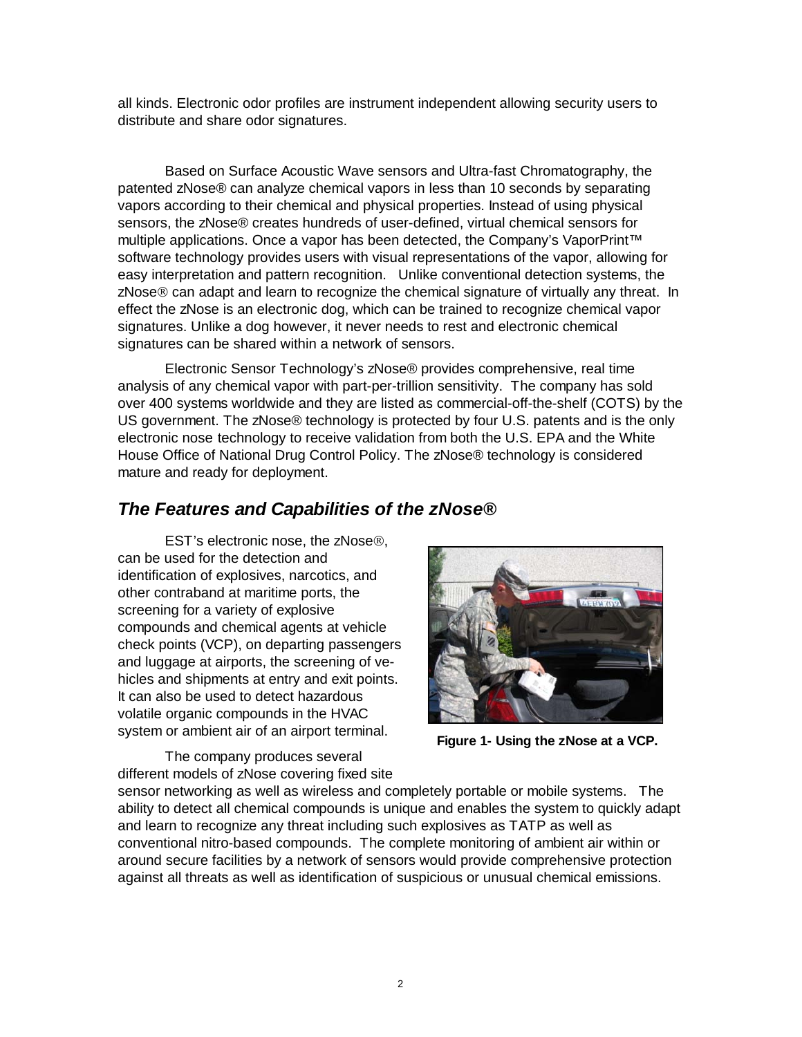all kinds. Electronic odor profiles are instrument independent allowing security users to distribute and share odor signatures.

Based on Surface Acoustic Wave sensors and Ultra-fast Chromatography, the patented zNose® can analyze chemical vapors in less than 10 seconds by separating vapors according to their chemical and physical properties. Instead of using physical sensors, the zNose® creates hundreds of user-defined, virtual chemical sensors for multiple applications. Once a vapor has been detected, the Company's VaporPrint™ software technology provides users with visual representations of the vapor, allowing for easy interpretation and pattern recognition. Unlike conventional detection systems, the zNose® can adapt and learn to recognize the chemical signature of virtually any threat. In effect the zNose is an electronic dog, which can be trained to recognize chemical vapor signatures. Unlike a dog however, it never needs to rest and electronic chemical signatures can be shared within a network of sensors.

Electronic Sensor Technology's zNose® provides comprehensive, real time analysis of any chemical vapor with part-per-trillion sensitivity. The company has sold over 400 systems worldwide and they are listed as commercial-off-the-shelf (COTS) by the US government. The zNose® technology is protected by four U.S. patents and is the only electronic nose technology to receive validation from both the U.S. EPA and the White House Office of National Drug Control Policy. The zNose® technology is considered mature and ready for deployment.

## *The Features and Capabilities of the zNose®*

EST's electronic nose, the zNose®, can be used for the detection and identification of explosives, narcotics, and other contraband at maritime ports, the screening for a variety of explosive compounds and chemical agents at vehicle check points (VCP), on departing passengers and luggage at airports, the screening of vehicles and shipments at entry and exit points. It can also be used to detect hazardous volatile organic compounds in the HVAC system or ambient air of an airport terminal.

**Figure 1- Using the zNose at a VCP.**

The company produces several different models of zNose covering fixed site sensor networking as well as wireless and completely portable or mobile systems. The ability to detect all chemical compounds is unique and enables the system to quickly adapt and learn to recognize any threat including such explosives as TATP as well as conventional nitro-based compounds. The complete monitoring of ambient air within or around secure facilities by a network of sensors would provide comprehensive protection against all threats as well as identification of suspicious or unusual chemical emissions.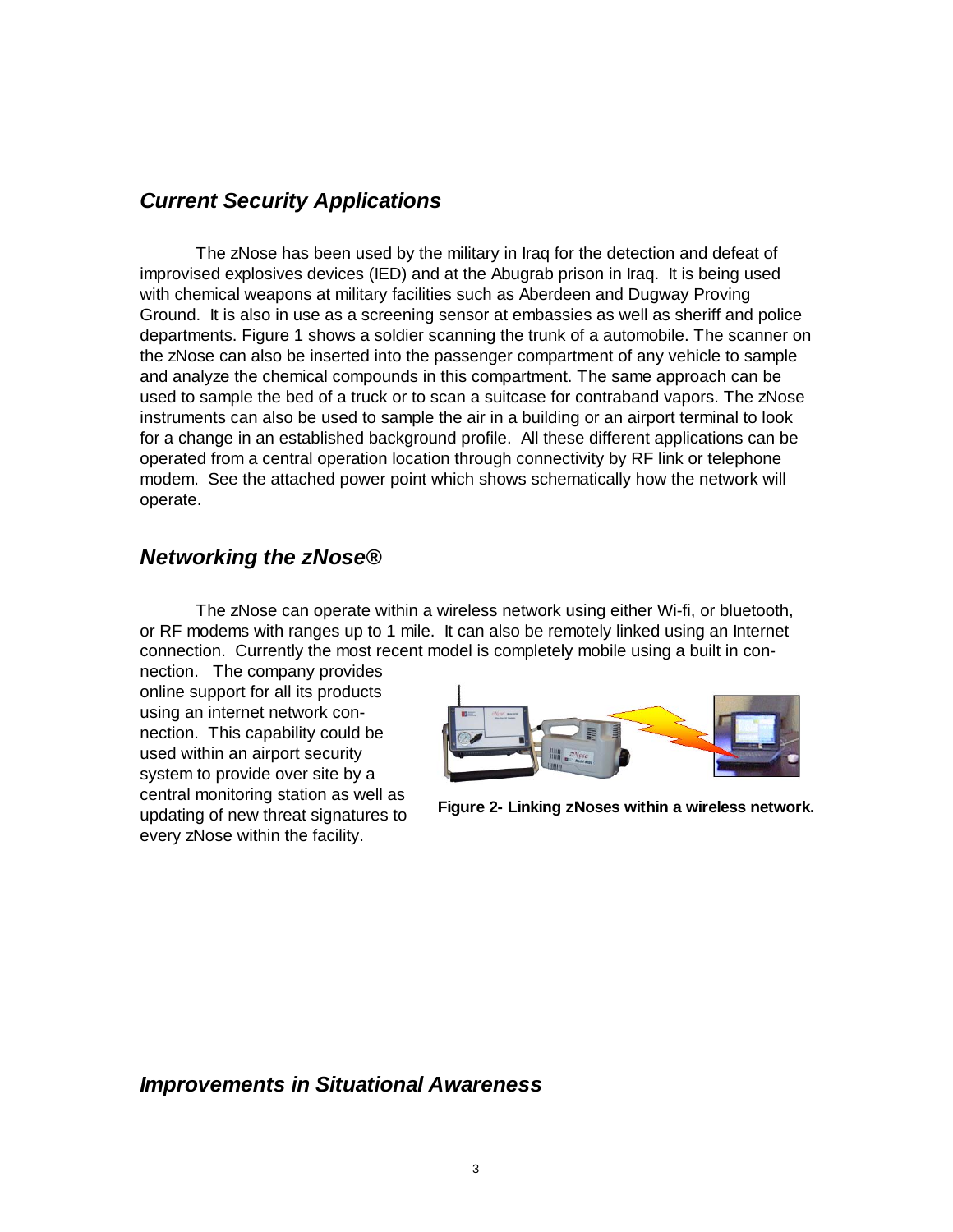## *Current Security Applications*

The zNose has been used by the military in Iraq for the detection and defeat of improvised explosives devices (IED) and at the Abugrab prison in Iraq. It is being used with chemical weapons at military facilities such as Aberdeen and Dugway Proving Ground. It is also in use as a screening sensor at embassies as well as sheriff and police departments. Figure 1 shows a soldier scanning the trunk of a automobile. The scanner on the zNose can also be inserted into the passenger compartment of any vehicle to sample and analyze the chemical compounds in this compartment. The same approach can be used to sample the bed of a truck or to scan a suitcase for contraband vapors. The zNose instruments can also be used to sample the air in a building or an airport terminal to look for a change in an established background profile. All these different applications can be operated from a central operation location through connectivity by RF link or telephone modem. See the attached power point which shows schematically how the network will operate.

## *Networking the zNose®*

The zNose can operate within a wireless network using either Wi-fi, or bluetooth, or RF modems with ranges up to 1 mile. It can also be remotely linked using an Internet connection. Currently the most recent model is completely mobile using a built in connection. The company provides online support for all its products using an internet network connection. This capability could be used within an airport security system to provide over site by a central monitoring station as well as updating of new threat signatures to every zNose within the facility.

**Figure 2- Linking zNoses within a wireless network.**

## *Improvements in Situational Awareness*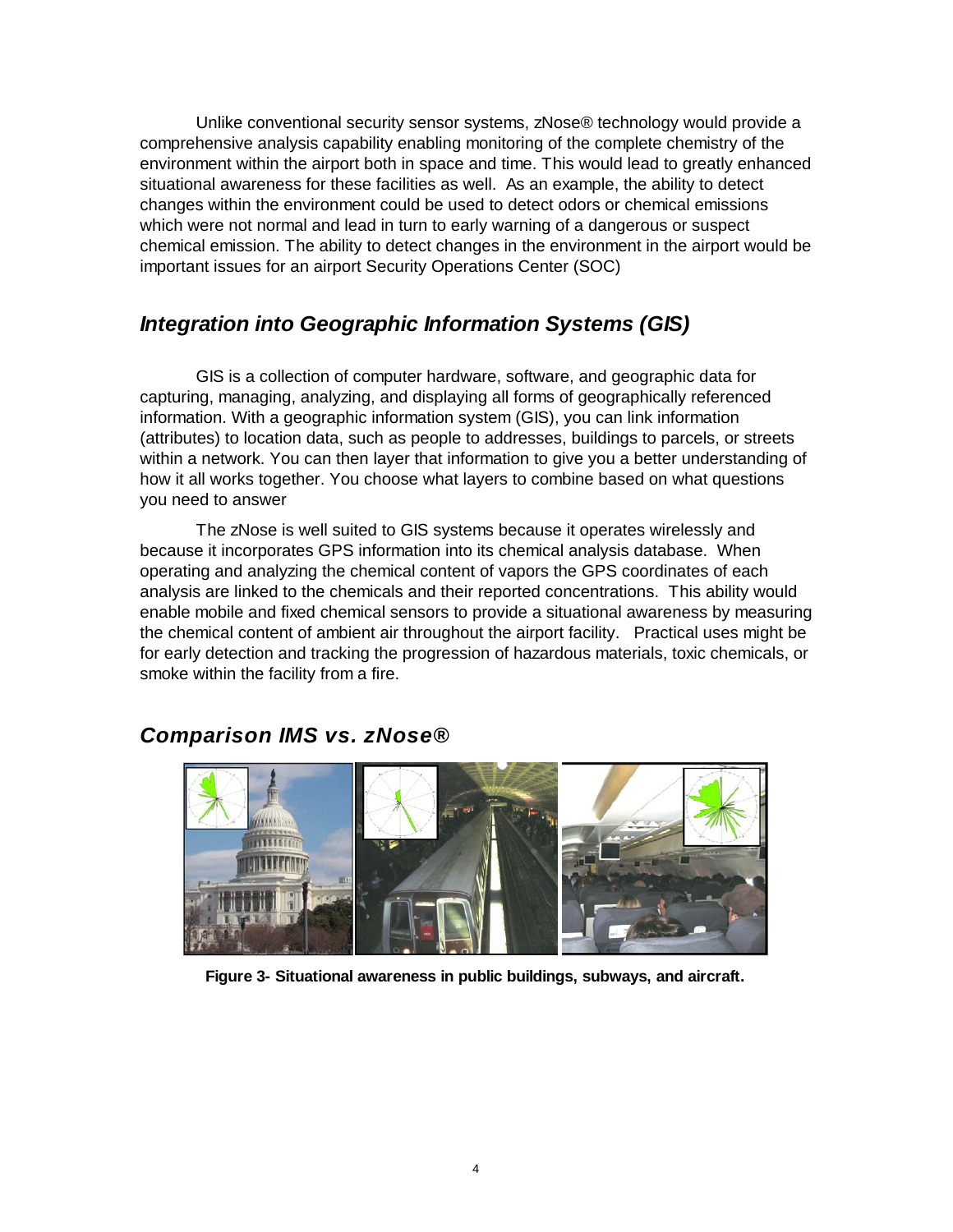Unlike conventional security sensor systems, zNose® technology would provide a comprehensive analysis capability enabling monitoring of the complete chemistry of the environment within the airport both in space and time. This would lead to greatly enhanced situational awareness for these facilities as well. As an example, the ability to detect changes within the environment could be used to detect odors or chemical emissions which were not normal and lead in turn to early warning of a dangerous or suspect chemical emission. The ability to detect changes in the environment in the airport would be important issues for an airport Security Operations Center (SOC)

## *Integration into Geographic Information Systems (GIS)*

GIS is a collection of computer hardware, software, and geographic data for capturing, managing, analyzing, and displaying all forms of geographically referenced information. With a geographic information system (GIS), you can link information (attributes) to location data, such as people to addresses, buildings to parcels, or streets within a network. You can then layer that information to give you a better understanding of how it all works together. You choose what layers to combine based on what questions you need to answer

The zNose is well suited to GIS systems because it operates wirelessly and because it incorporates GPS information into its chemical analysis database. When operating and analyzing the chemical content of vapors the GPS coordinates of each analysis are linked to the chemicals and their reported concentrations. This ability would enable mobile and fixed chemical sensors to provide a situational awareness by measuring the chemical content of ambient air throughout the airport facility. Practical uses might be for early detection and tracking the progression of hazardous materials, toxic chemicals, or smoke within the facility from a fire.

## *Comparison IMS vs. zNose®*

**Figure 3- Situational awareness in public buildings, subways, and aircraft.**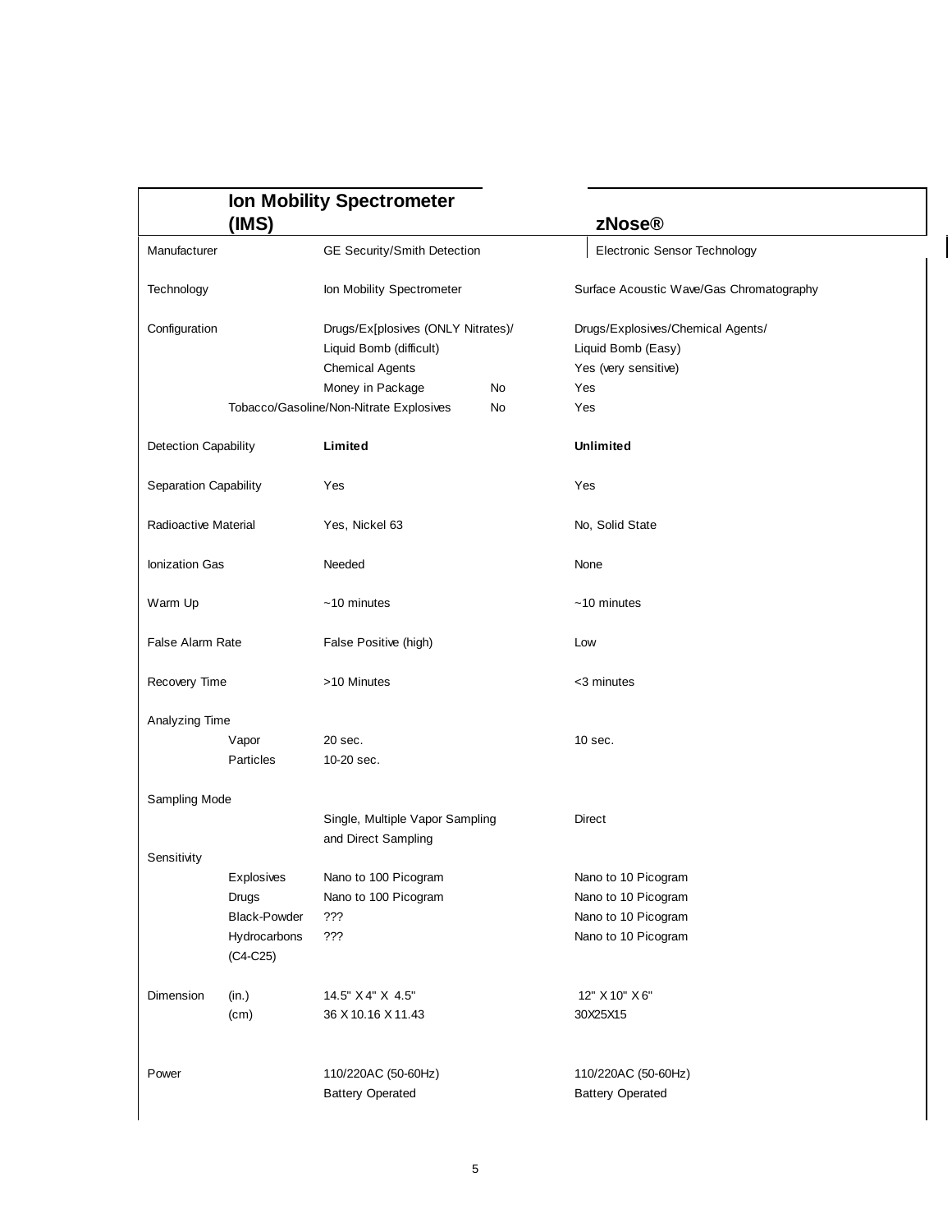| | | Ion Mobility Spectrometer (IMS) | | zNose® |
|---|---|---|---|---|
| Manufacturer | | GE Security/Smith Detection | | Electronic Sensor Technology |
| Technology | | Ion Mobility Spectrometer | | Surface Acoustic Wave/Gas Chromatography |
| Configuration | | Drugs/Ex[plosives (ONLY Nitrates)/ | | Drugs/Explosives/Chemical Agents/ |
| | | Liquid Bomb (difficult) | | Liquid Bomb (Easy) |
| | | Chemical Agents | | Yes (very sensitive) |
| | | Money in Package | No | Yes |
| | Tobacco/Gasoline/Non-Nitrate Explosives | | No | Yes |
| Detection Capability | | **Limited** | | **Unlimited** |
| Separation Capability | | Yes | | Yes |
| Radioactive Material | | Yes, Nickel 63 | | No, Solid State |
| Ionization Gas | | Needed | | None |
| Warm Up | | ~10 minutes | | ~10 minutes |
| False Alarm Rate | | False Positive (high) | | Low |
| Recovery Time | | >10 Minutes | | <3 minutes |
| Analyzing Time | | | | |
| | Vapor | 20 sec. | | 10 sec. |
| | Particles | 10-20 sec. | | |
| Sampling Mode | | | | |
| | | Single, Multiple Vapor Sampling and Direct Sampling | | Direct |
| Sensitivity | | | | |
| | Explosives | Nano to 100 Picogram | | Nano to 10 Picogram |
| | Drugs | Nano to 100 Picogram | | Nano to 10 Picogram |
| | Black-Powder | ??? | | Nano to 10 Picogram |
| | Hydrocarbons (C4-C25) | ??? | | Nano to 10 Picogram |
| Dimension | (in.) | 14.5" X 4" X 4.5" | | 12" X 10" X 6" |
| | (cm) | 36 X 10.16 X 11.43 | | 30X25X15 |
| Power | | 110/220AC (50-60Hz) | | 110/220AC (50-60Hz) |
| | | Battery Operated | | Battery Operated |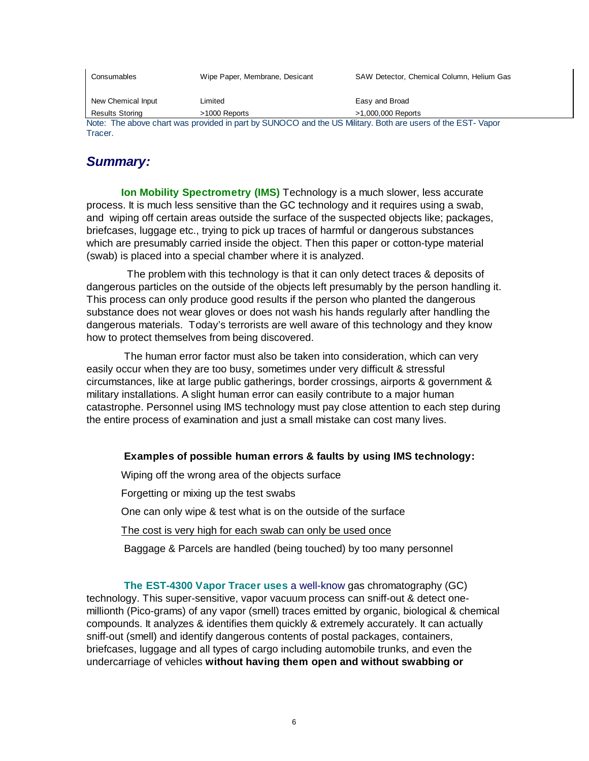| Consumables | Wipe Paper, Membrane, Desicant | SAW Detector, Chemical Column, Helium Gas |
|---|---|---|
| New Chemical Input | Limited | Easy and Broad |
| Results Storing | >1000 Reports | >1,000,000 Reports |

Note: The above chart was provided in part by SUNOCO and the US Military. Both are users of the EST- Vapor Tracer.

## *Summary:*

**Ion Mobility Spectrometry (IMS)** Technology is a much slower, less accurate process. It is much less sensitive than the GC technology and it requires using a swab, and wiping off certain areas outside the surface of the suspected objects like; packages, briefcases, luggage etc., trying to pick up traces of harmful or dangerous substances which are presumably carried inside the object. Then this paper or cotton-type material (swab) is placed into a special chamber where it is analyzed.

The problem with this technology is that it can only detect traces & deposits of dangerous particles on the outside of the objects left presumably by the person handling it. This process can only produce good results if the person who planted the dangerous substance does not wear gloves or does not wash his hands regularly after handling the dangerous materials. Today's terrorists are well aware of this technology and they know how to protect themselves from being discovered.

The human error factor must also be taken into consideration, which can very easily occur when they are too busy, sometimes under very difficult & stressful circumstances, like at large public gatherings, border crossings, airports & government & military installations. A slight human error can easily contribute to a major human catastrophe. Personnel using IMS technology must pay close attention to each step during the entire process of examination and just a small mistake can cost many lives.

**Examples of possible human errors & faults by using IMS technology:**

Wiping off the wrong area of the objects surface

Forgetting or mixing up the test swabs

One can only wipe & test what is on the outside of the surface

<u>The cost is very high for each swab can only be used once</u>

Baggage & Parcels are handled (being touched) by too many personnel

**The EST-4300 Vapor Tracer uses** a well-know gas chromatography (GC) technology. This super-sensitive, vapor vacuum process can sniff-out & detect one-millionth (Pico-grams) of any vapor (smell) traces emitted by organic, biological & chemical compounds. It analyzes & identifies them quickly & extremely accurately. It can actually sniff-out (smell) and identify dangerous contents of postal packages, containers, briefcases, luggage and all types of cargo including automobile trunks, and even the undercarriage of vehicles **without having them open and without swabbing or**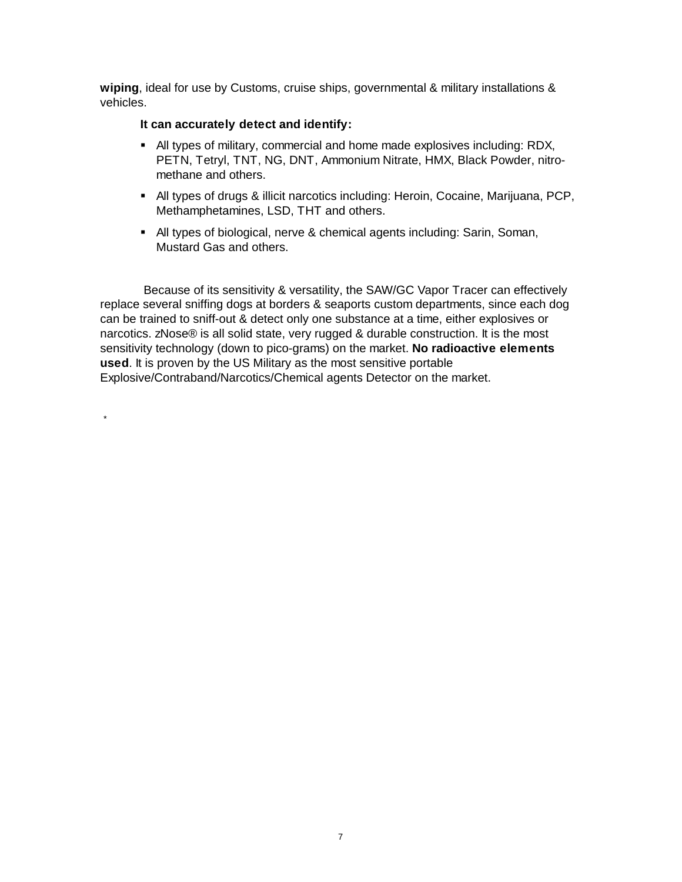**wiping**, ideal for use by Customs, cruise ships, governmental & military installations & vehicles.

**It can accurately detect and identify:**

- All types of military, commercial and home made explosives including: RDX, PETN, Tetryl, TNT, NG, DNT, Ammonium Nitrate, HMX, Black Powder, nitro-methane and others.
- All types of drugs & illicit narcotics including: Heroin, Cocaine, Marijuana, PCP, Methamphetamines, LSD, THT and others.
- All types of biological, nerve & chemical agents including: Sarin, Soman, Mustard Gas and others.

Because of its sensitivity & versatility, the SAW/GC Vapor Tracer can effectively replace several sniffing dogs at borders & seaports custom departments, since each dog can be trained to sniff-out & detect only one substance at a time, either explosives or narcotics. zNose® is all solid state, very rugged & durable construction. It is the most sensitivity technology (down to pico-grams) on the market. **No radioactive elements used**. It is proven by the US Military as the most sensitive portable Explosive/Contraband/Narcotics/Chemical agents Detector on the market.

*